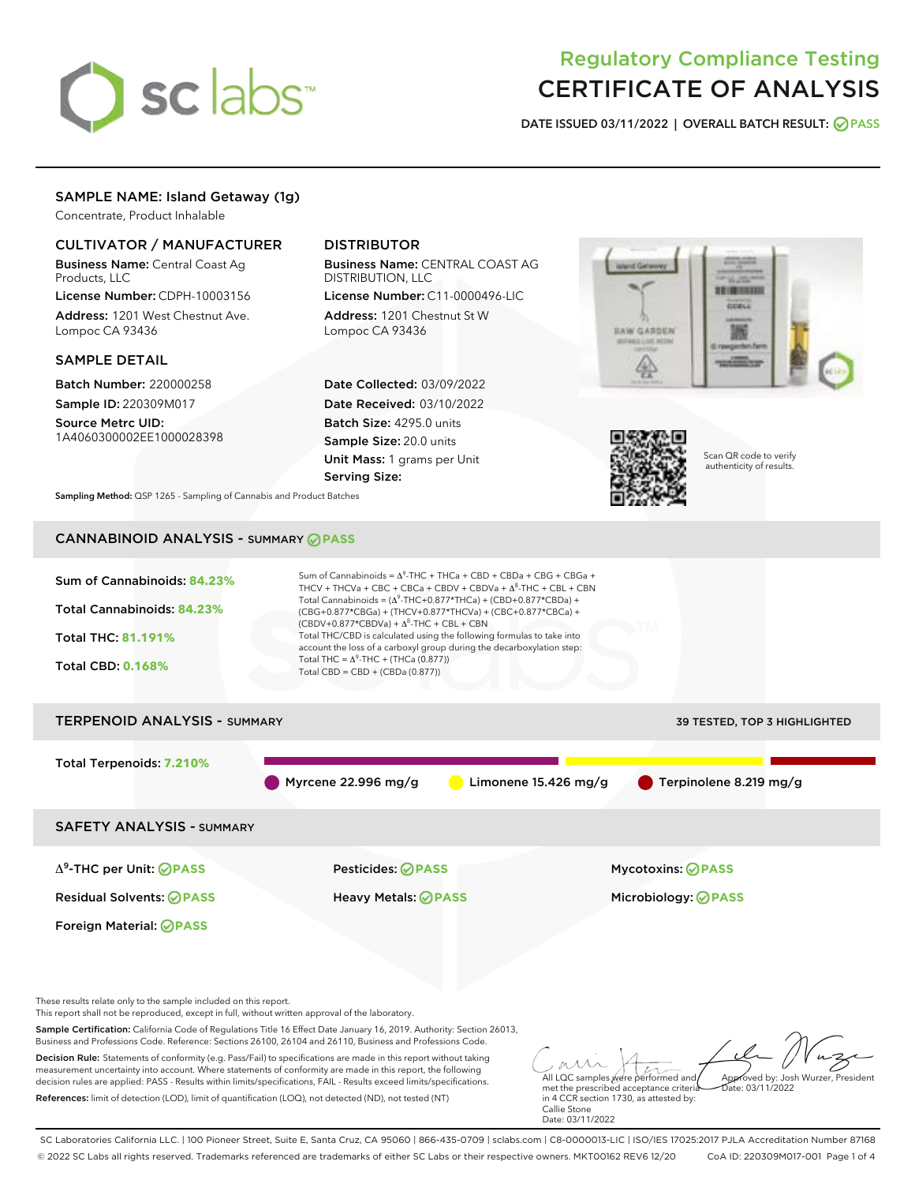# Regulatory Compliance Testing
# CERTIFICATE OF ANALYSIS

**DATE ISSUED 03/11/2022 | OVERALL BATCH RESULT: PASS**

## SAMPLE NAME: Island Getaway (1g)

Concentrate, Product Inhalable

### CULTIVATOR / MANUFACTURER

**Business Name:** Central Coast Ag Products, LLC

**License Number:** CDPH-10003156

**Address:** 1201 West Chestnut Ave. Lompoc CA 93436

### DISTRIBUTOR

**Business Name:** CENTRAL COAST AG DISTRIBUTION, LLC

**License Number:** C11-0000496-LIC

**Address:** 1201 Chestnut St W Lompoc CA 93436

### SAMPLE DETAIL

**Batch Number:** 220000258

**Sample ID:** 220309M017

**Source Metrc UID:** 1A4060300002EE1000028398

**Date Collected:** 03/09/2022

**Date Received:** 03/10/2022

**Batch Size:** 4295.0 units

**Sample Size:** 20.0 units

**Unit Mass:** 1 grams per Unit

**Serving Size:**

Scan QR code to verify authenticity of results.

**Sampling Method:** QSP 1265 - Sampling of Cannabis and Product Batches

## CANNABINOID ANALYSIS - SUMMARY PASS

**Sum of Cannabinoids:** 84.23%

**Total Cannabinoids:** 84.23%

**Total THC:** 81.191%

**Total CBD:** 0.168%

Sum of Cannabinoids = $\Delta^9$-THC + THCa + CBD + CBDa + CBG + CBGa + THCV + THCVa + CBC + CBCa + CBDV + CBDVa + $\Delta^8$-THC + CBL + CBN

Total Cannabinoids = ($\Delta^9$-THC+0.877*THCa) + (CBD+0.877*CBDa) + (CBG+0.877*CBGa) + (THCV+0.877*THCVa) + (CBC+0.877*CBCa) + (CBDV+0.877*CBDVa) + $\Delta^8$-THC + CBL + CBN

Total THC/CBD is calculated using the following formulas to take into account the loss of a carboxyl group during the decarboxylation step:

Total THC = $\Delta^9$-THC + (THCa (0.877))

Total CBD = CBD + (CBDa (0.877))

## TERPENOID ANALYSIS - SUMMARY

39 TESTED, TOP 3 HIGHLIGHTED

**Total Terpenoids:** 7.210%

Myrcene 22.996 mg/g | Limonene 15.426 mg/g | Terpinolene 8.219 mg/g

## SAFETY ANALYSIS - SUMMARY

| | | |
|---|---|---|
| $\Delta^9$-THC per Unit: PASS | Pesticides: PASS | Mycotoxins: PASS |
| Residual Solvents: PASS | Heavy Metals: PASS | Microbiology: PASS |
| Foreign Material: PASS | | |

These results relate only to the sample included on this report.
This report shall not be reproduced, except in full, without written approval of the laboratory.

**Sample Certification:** California Code of Regulations Title 16 Effect Date January 16, 2019. Authority: Section 26013, Business and Professions Code. Reference: Sections 26100, 26104 and 26110, Business and Professions Code.

**Decision Rule:** Statements of conformity (e.g. Pass/Fail) to specifications are made in this report without taking measurement uncertainty into account. Where statements of conformity are made in this report, the following decision rules are applied: PASS - Results within limits/specifications, FAIL - Results exceed limits/specifications.

**References:** limit of detection (LOD), limit of quantification (LOQ), not detected (ND), not tested (NT)

All LQC samples were performed and met the prescribed acceptance criteria in 4 CCR section 1730, as attested by: Callie Stone
Date: 03/11/2022

Approved by: Josh Wurzer, President
Date: 03/11/2022

SC Laboratories California LLC. | 100 Pioneer Street, Suite E, Santa Cruz, CA 95060 | 866-435-0709 | sclabs.com | C8-0000013-LIC | ISO/IES 17025:2017 PJLA Accreditation Number 87168
© 2022 SC Labs all rights reserved. Trademarks referenced are trademarks of either SC Labs or their respective owners. MKT00162 REV6 12/20 CoA ID: 220309M017-001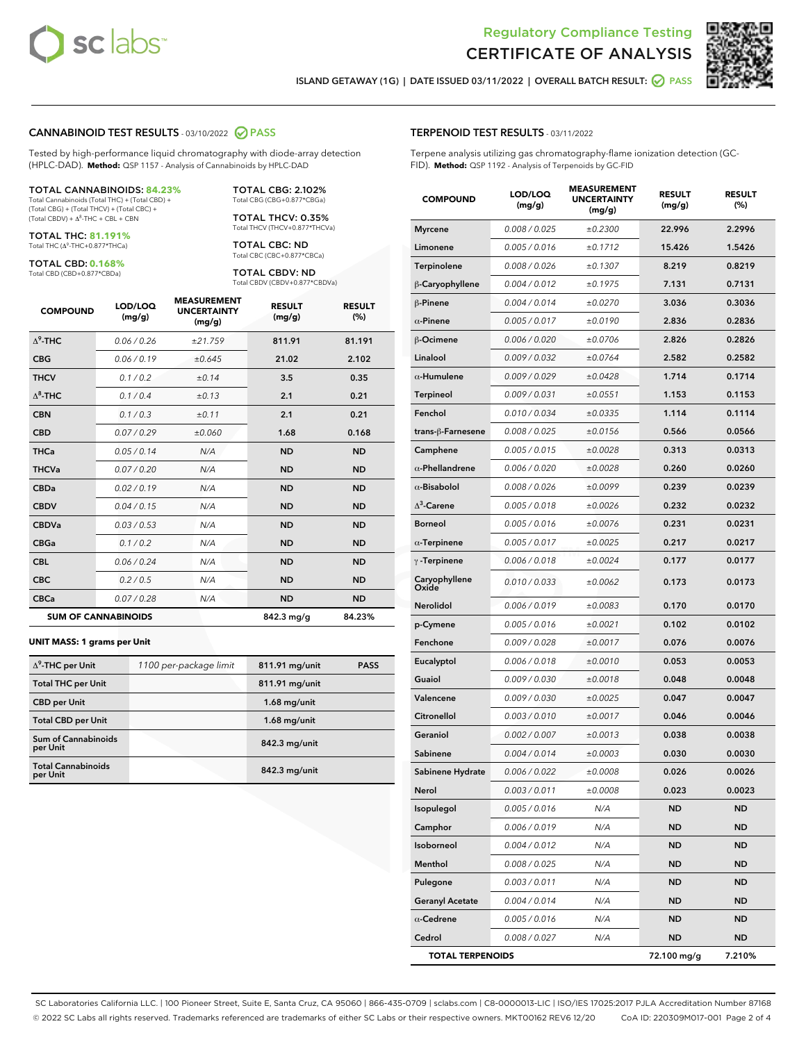# Regulatory Compliance Testing
# CERTIFICATE OF ANALYSIS

ISLAND GETAWAY (1G) | DATE ISSUED 03/11/2022 | OVERALL BATCH RESULT: PASS

## CANNABINOID TEST RESULTS - 03/10/2022 PASS

Tested by high-performance liquid chromatography with diode-array detection (HPLC-DAD). **Method:** QSP 1157 - Analysis of Cannabinoids by HPLC-DAD

**TOTAL CANNABINOIDS: 84.23%**
Total Cannabinoids (Total THC) + (Total CBD) + (Total CBG) + (Total THCV) + (Total CBC) + (Total CBDV) + Δ8-THC + CBL + CBN

**TOTAL THC: 81.191%**
Total THC (Δ9-THC+0.877*THCa)

**TOTAL CBD: 0.168%**
Total CBD (CBD+0.877*CBDa)

**TOTAL CBG: 2.102%**
Total CBG (CBG+0.877*CBGa)

**TOTAL THCV: 0.35%**
Total THCV (THCV+0.877*THCVa)

**TOTAL CBC: ND**
Total CBC (CBC+0.877*CBCa)

**TOTAL CBDV: ND**
Total CBDV (CBDV+0.877*CBDVa)

| COMPOUND | LOD/LOQ (mg/g) | MEASUREMENT UNCERTAINTY (mg/g) | RESULT (mg/g) | RESULT (%) |
|---|---|---|---|---|
| Δ9-THC | 0.06 / 0.26 | ±21.759 | 811.91 | 81.191 |
| CBG | 0.06 / 0.19 | ±0.645 | 21.02 | 2.102 |
| THCV | 0.1 / 0.2 | ±0.14 | 3.5 | 0.35 |
| Δ8-THC | 0.1 / 0.4 | ±0.13 | 2.1 | 0.21 |
| CBN | 0.1 / 0.3 | ±0.11 | 2.1 | 0.21 |
| CBD | 0.07 / 0.29 | ±0.060 | 1.68 | 0.168 |
| THCa | 0.05 / 0.14 | N/A | ND | ND |
| THCVa | 0.07 / 0.20 | N/A | ND | ND |
| CBDa | 0.02 / 0.19 | N/A | ND | ND |
| CBDV | 0.04 / 0.15 | N/A | ND | ND |
| CBDVa | 0.03 / 0.53 | N/A | ND | ND |
| CBGa | 0.1 / 0.2 | N/A | ND | ND |
| CBL | 0.06 / 0.24 | N/A | ND | ND |
| CBC | 0.2 / 0.5 | N/A | ND | ND |
| CBCa | 0.07 / 0.28 | N/A | ND | ND |
| **SUM OF CANNABINOIDS** | | | 842.3 mg/g | 84.23% |

**UNIT MASS: 1 grams per Unit**

| | | | |
|---|---|---|---|
| Δ9-THC per Unit | 1100 per-package limit | 811.91 mg/unit | PASS |
| Total THC per Unit | | 811.91 mg/unit | |
| CBD per Unit | | 1.68 mg/unit | |
| Total CBD per Unit | | 1.68 mg/unit | |
| Sum of Cannabinoids per Unit | | 842.3 mg/unit | |
| Total Cannabinoids per Unit | | 842.3 mg/unit | |

## TERPENOID TEST RESULTS - 03/11/2022

Terpene analysis utilizing gas chromatography-flame ionization detection (GC-FID). **Method:** QSP 1192 - Analysis of Terpenoids by GC-FID

| COMPOUND | LOD/LOQ (mg/g) | MEASUREMENT UNCERTAINTY (mg/g) | RESULT (mg/g) | RESULT (%) |
|---|---|---|---|---|
| Myrcene | 0.008 / 0.025 | ±0.2300 | 22.996 | 2.2996 |
| Limonene | 0.005 / 0.016 | ±0.1712 | 15.426 | 1.5426 |
| Terpinolene | 0.008 / 0.026 | ±0.1307 | 8.219 | 0.8219 |
| β-Caryophyllene | 0.004 / 0.012 | ±0.1975 | 7.131 | 0.7131 |
| β-Pinene | 0.004 / 0.014 | ±0.0270 | 3.036 | 0.3036 |
| α-Pinene | 0.005 / 0.017 | ±0.0190 | 2.836 | 0.2836 |
| β-Ocimene | 0.006 / 0.020 | ±0.0706 | 2.826 | 0.2826 |
| Linalool | 0.009 / 0.032 | ±0.0764 | 2.582 | 0.2582 |
| α-Humulene | 0.009 / 0.029 | ±0.0428 | 1.714 | 0.1714 |
| Terpineol | 0.009 / 0.031 | ±0.0551 | 1.153 | 0.1153 |
| Fenchol | 0.010 / 0.034 | ±0.0335 | 1.114 | 0.1114 |
| trans-β-Farnesene | 0.008 / 0.025 | ±0.0156 | 0.566 | 0.0566 |
| Camphene | 0.005 / 0.015 | ±0.0028 | 0.313 | 0.0313 |
| α-Phellandrene | 0.006 / 0.020 | ±0.0028 | 0.260 | 0.0260 |
| α-Bisabolol | 0.008 / 0.026 | ±0.0099 | 0.239 | 0.0239 |
| Δ3-Carene | 0.005 / 0.018 | ±0.0026 | 0.232 | 0.0232 |
| Borneol | 0.005 / 0.016 | ±0.0076 | 0.231 | 0.0231 |
| α-Terpinene | 0.005 / 0.017 | ±0.0025 | 0.217 | 0.0217 |
| γ-Terpinene | 0.006 / 0.018 | ±0.0024 | 0.177 | 0.0177 |
| Caryophyllene Oxide | 0.010 / 0.033 | ±0.0062 | 0.173 | 0.0173 |
| Nerolidol | 0.006 / 0.019 | ±0.0083 | 0.170 | 0.0170 |
| p-Cymene | 0.005 / 0.016 | ±0.0021 | 0.102 | 0.0102 |
| Fenchone | 0.009 / 0.028 | ±0.0017 | 0.076 | 0.0076 |
| Eucalyptol | 0.006 / 0.018 | ±0.0010 | 0.053 | 0.0053 |
| Guaiol | 0.009 / 0.030 | ±0.0018 | 0.048 | 0.0048 |
| Valencene | 0.009 / 0.030 | ±0.0025 | 0.047 | 0.0047 |
| Citronellol | 0.003 / 0.010 | ±0.0017 | 0.046 | 0.0046 |
| Geraniol | 0.002 / 0.007 | ±0.0013 | 0.038 | 0.0038 |
| Sabinene | 0.004 / 0.014 | ±0.0003 | 0.030 | 0.0030 |
| Sabinene Hydrate | 0.006 / 0.022 | ±0.0008 | 0.026 | 0.0026 |
| Nerol | 0.003 / 0.011 | ±0.0008 | 0.023 | 0.0023 |
| Isopulegol | 0.005 / 0.016 | N/A | ND | ND |
| Camphor | 0.006 / 0.019 | N/A | ND | ND |
| Isoborneol | 0.004 / 0.012 | N/A | ND | ND |
| Menthol | 0.008 / 0.025 | N/A | ND | ND |
| Pulegone | 0.003 / 0.011 | N/A | ND | ND |
| Geranyl Acetate | 0.004 / 0.014 | N/A | ND | ND |
| α-Cedrene | 0.005 / 0.016 | N/A | ND | ND |
| Cedrol | 0.008 / 0.027 | N/A | ND | ND |
| **TOTAL TERPENOIDS** | | | 72.100 mg/g | 7.210% |

SC Laboratories California LLC. | 100 Pioneer Street, Suite E, Santa Cruz, CA 95060 | 866-435-0709 | sclabs.com | C8-0000013-LIC | ISO/IES 17025:2017 PJLA Accreditation Number 87168
© 2022 SC Labs all rights reserved. Trademarks referenced are trademarks of either SC Labs or their respective owners. MKT00162 REV6 12/20 CoA ID: 220309M017-001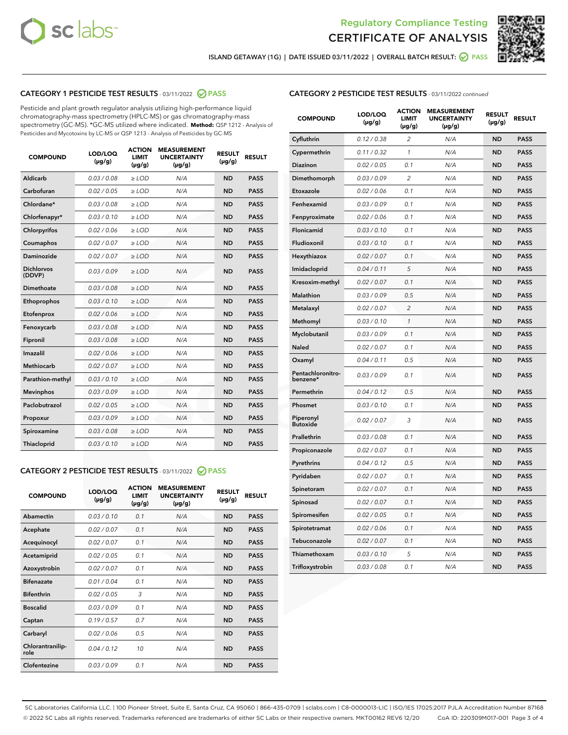# Regulatory Compliance Testing
# CERTIFICATE OF ANALYSIS

ISLAND GETAWAY (1G) | DATE ISSUED 03/11/2022 | OVERALL BATCH RESULT: PASS

## CATEGORY 1 PESTICIDE TEST RESULTS - 03/11/2022 PASS

Pesticide and plant growth regulator analysis utilizing high-performance liquid chromatography-mass spectrometry (HPLC-MS) or gas chromatography-mass spectrometry (GC-MS). *GC-MS utilized where indicated. **Method:** QSP 1212 - Analysis of Pesticides and Mycotoxins by LC-MS or QSP 1213 - Analysis of Pesticides by GC-MS

| COMPOUND | LOD/LOQ (µg/g) | ACTION LIMIT (µg/g) | MEASUREMENT UNCERTAINTY (µg/g) | RESULT (µg/g) | RESULT |
|---|---|---|---|---|---|
| Aldicarb | 0.03 / 0.08 | ≥ LOD | N/A | ND | PASS |
| Carbofuran | 0.02 / 0.05 | ≥ LOD | N/A | ND | PASS |
| Chlordane* | 0.03 / 0.08 | ≥ LOD | N/A | ND | PASS |
| Chlorfenapyr* | 0.03 / 0.10 | ≥ LOD | N/A | ND | PASS |
| Chlorpyrifos | 0.02 / 0.06 | ≥ LOD | N/A | ND | PASS |
| Coumaphos | 0.02 / 0.07 | ≥ LOD | N/A | ND | PASS |
| Daminozide | 0.02 / 0.07 | ≥ LOD | N/A | ND | PASS |
| Dichlorvos (DDVP) | 0.03 / 0.09 | ≥ LOD | N/A | ND | PASS |
| Dimethoate | 0.03 / 0.08 | ≥ LOD | N/A | ND | PASS |
| Ethoprophos | 0.03 / 0.10 | ≥ LOD | N/A | ND | PASS |
| Etofenprox | 0.02 / 0.06 | ≥ LOD | N/A | ND | PASS |
| Fenoxycarb | 0.03 / 0.08 | ≥ LOD | N/A | ND | PASS |
| Fipronil | 0.03 / 0.08 | ≥ LOD | N/A | ND | PASS |
| Imazalil | 0.02 / 0.06 | ≥ LOD | N/A | ND | PASS |
| Methiocarb | 0.02 / 0.07 | ≥ LOD | N/A | ND | PASS |
| Parathion-methyl | 0.03 / 0.10 | ≥ LOD | N/A | ND | PASS |
| Mevinphos | 0.03 / 0.09 | ≥ LOD | N/A | ND | PASS |
| Paclobutrazol | 0.02 / 0.05 | ≥ LOD | N/A | ND | PASS |
| Propoxur | 0.03 / 0.09 | ≥ LOD | N/A | ND | PASS |
| Spiroxamine | 0.03 / 0.08 | ≥ LOD | N/A | ND | PASS |
| Thiacloprid | 0.03 / 0.10 | ≥ LOD | N/A | ND | PASS |

## CATEGORY 2 PESTICIDE TEST RESULTS - 03/11/2022 PASS

| COMPOUND | LOD/LOQ (µg/g) | ACTION LIMIT (µg/g) | MEASUREMENT UNCERTAINTY (µg/g) | RESULT (µg/g) | RESULT |
|---|---|---|---|---|---|
| Abamectin | 0.03 / 0.10 | 0.1 | N/A | ND | PASS |
| Acephate | 0.02 / 0.07 | 0.1 | N/A | ND | PASS |
| Acequinocyl | 0.02 / 0.07 | 0.1 | N/A | ND | PASS |
| Acetamiprid | 0.02 / 0.05 | 0.1 | N/A | ND | PASS |
| Azoxystrobin | 0.02 / 0.07 | 0.1 | N/A | ND | PASS |
| Bifenazate | 0.01 / 0.04 | 0.1 | N/A | ND | PASS |
| Bifenthrin | 0.02 / 0.05 | 3 | N/A | ND | PASS |
| Boscalid | 0.03 / 0.09 | 0.1 | N/A | ND | PASS |
| Captan | 0.19 / 0.57 | 0.7 | N/A | ND | PASS |
| Carbaryl | 0.02 / 0.06 | 0.5 | N/A | ND | PASS |
| Chlorantraniliprole | 0.04 / 0.12 | 10 | N/A | ND | PASS |
| Clofentezine | 0.03 / 0.09 | 0.1 | N/A | ND | PASS |
| Cyfluthrin | 0.12 / 0.38 | 2 | N/A | ND | PASS |
| Cypermethrin | 0.11 / 0.32 | 1 | N/A | ND | PASS |
| Diazinon | 0.02 / 0.05 | 0.1 | N/A | ND | PASS |
| Dimethomorph | 0.03 / 0.09 | 2 | N/A | ND | PASS |
| Etoxazole | 0.02 / 0.06 | 0.1 | N/A | ND | PASS |
| Fenhexamid | 0.03 / 0.09 | 0.1 | N/A | ND | PASS |
| Fenpyroximate | 0.02 / 0.06 | 0.1 | N/A | ND | PASS |
| Flonicamid | 0.03 / 0.10 | 0.1 | N/A | ND | PASS |
| Fludioxonil | 0.03 / 0.10 | 0.1 | N/A | ND | PASS |
| Hexythiazox | 0.02 / 0.07 | 0.1 | N/A | ND | PASS |
| Imidacloprid | 0.04 / 0.11 | 5 | N/A | ND | PASS |
| Kresoxim-methyl | 0.02 / 0.07 | 0.1 | N/A | ND | PASS |
| Malathion | 0.03 / 0.09 | 0.5 | N/A | ND | PASS |
| Metalaxyl | 0.02 / 0.07 | 2 | N/A | ND | PASS |
| Methomyl | 0.03 / 0.10 | 1 | N/A | ND | PASS |
| Myclobutanil | 0.03 / 0.09 | 0.1 | N/A | ND | PASS |
| Naled | 0.02 / 0.07 | 0.1 | N/A | ND | PASS |
| Oxamyl | 0.04 / 0.11 | 0.5 | N/A | ND | PASS |
| Pentachloronitrobenzene* | 0.03 / 0.09 | 0.1 | N/A | ND | PASS |
| Permethrin | 0.04 / 0.12 | 0.5 | N/A | ND | PASS |
| Phosmet | 0.03 / 0.10 | 0.1 | N/A | ND | PASS |
| Piperonyl Butoxide | 0.02 / 0.07 | 3 | N/A | ND | PASS |
| Prallethrin | 0.03 / 0.08 | 0.1 | N/A | ND | PASS |
| Propiconazole | 0.02 / 0.07 | 0.1 | N/A | ND | PASS |
| Pyrethrins | 0.04 / 0.12 | 0.5 | N/A | ND | PASS |
| Pyridaben | 0.02 / 0.07 | 0.1 | N/A | ND | PASS |
| Spinetoram | 0.02 / 0.07 | 0.1 | N/A | ND | PASS |
| Spinosad | 0.02 / 0.07 | 0.1 | N/A | ND | PASS |
| Spiromesifen | 0.02 / 0.05 | 0.1 | N/A | ND | PASS |
| Spirotetramat | 0.02 / 0.06 | 0.1 | N/A | ND | PASS |
| Tebuconazole | 0.02 / 0.07 | 0.1 | N/A | ND | PASS |
| Thiamethoxam | 0.03 / 0.10 | 5 | N/A | ND | PASS |
| Trifloxystrobin | 0.03 / 0.08 | 0.1 | N/A | ND | PASS |

SC Laboratories California LLC. | 100 Pioneer Street, Suite E, Santa Cruz, CA 95060 | 866-435-0709 | sclabs.com | C8-0000013-LIC | ISO/IES 17025:2017 PJLA Accreditation Number 87168
© 2022 SC Labs all rights reserved. Trademarks referenced are trademarks of either SC Labs or their respective owners. MKT00162 REV6 12/20 CoA ID: 220309M017-001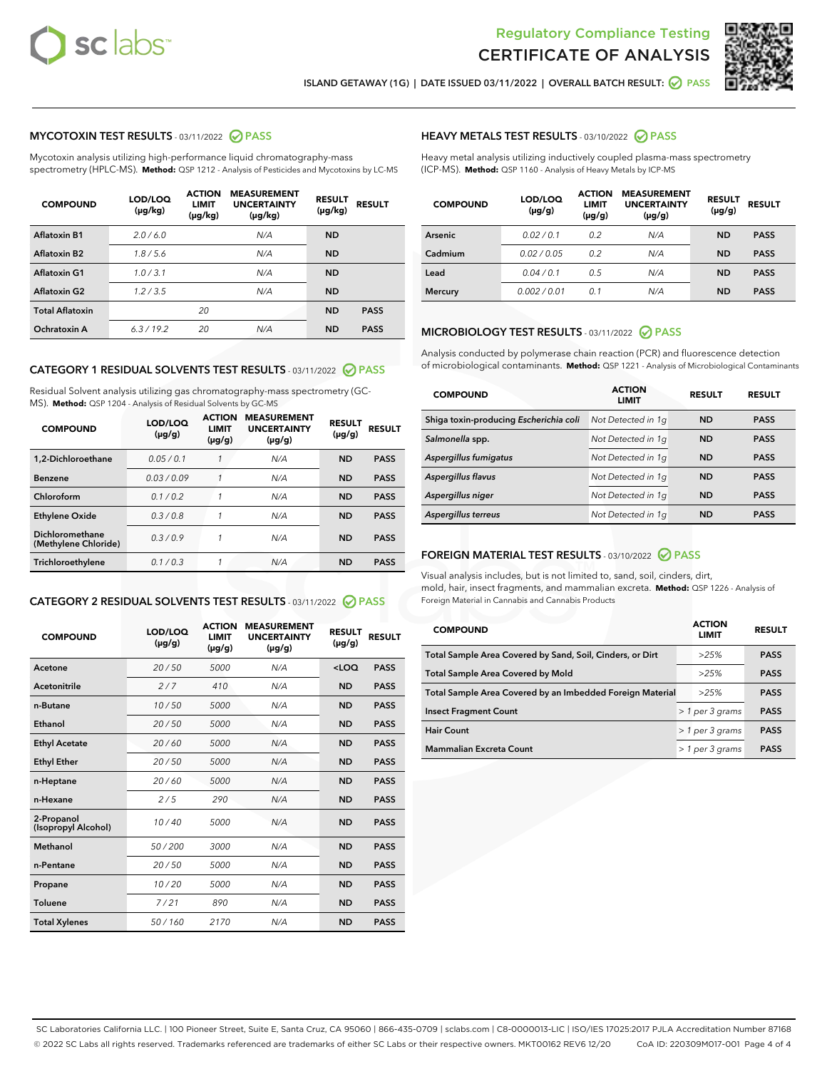Regulatory Compliance Testing
# CERTIFICATE OF ANALYSIS

ISLAND GETAWAY (1G) | DATE ISSUED 03/11/2022 | OVERALL BATCH RESULT: PASS

## MYCOTOXIN TEST RESULTS - 03/11/2022 PASS

Mycotoxin analysis utilizing high-performance liquid chromatography-mass spectrometry (HPLC-MS). **Method:** QSP 1212 - Analysis of Pesticides and Mycotoxins by LC-MS

| COMPOUND | LOD/LOQ (µg/kg) | ACTION LIMIT (µg/kg) | MEASUREMENT UNCERTAINTY (µg/kg) | RESULT (µg/kg) | RESULT |
|---|---|---|---|---|---|
| Aflatoxin B1 | 2.0 / 6.0 | | N/A | ND | |
| Aflatoxin B2 | 1.8 / 5.6 | | N/A | ND | |
| Aflatoxin G1 | 1.0 / 3.1 | | N/A | ND | |
| Aflatoxin G2 | 1.2 / 3.5 | | N/A | ND | |
| Total Aflatoxin | | 20 | | ND | PASS |
| Ochratoxin A | 6.3 / 19.2 | 20 | N/A | ND | PASS |

## CATEGORY 1 RESIDUAL SOLVENTS TEST RESULTS - 03/11/2022 PASS

Residual Solvent analysis utilizing gas chromatography-mass spectrometry (GC-MS). **Method:** QSP 1204 - Analysis of Residual Solvents by GC-MS

| COMPOUND | LOD/LOQ (µg/g) | ACTION LIMIT (µg/g) | MEASUREMENT UNCERTAINTY (µg/g) | RESULT (µg/g) | RESULT |
|---|---|---|---|---|---|
| 1,2-Dichloroethane | 0.05 / 0.1 | 1 | N/A | ND | PASS |
| Benzene | 0.03 / 0.09 | 1 | N/A | ND | PASS |
| Chloroform | 0.1 / 0.2 | 1 | N/A | ND | PASS |
| Ethylene Oxide | 0.3 / 0.8 | 1 | N/A | ND | PASS |
| Dichloromethane (Methylene Chloride) | 0.3 / 0.9 | 1 | N/A | ND | PASS |
| Trichloroethylene | 0.1 / 0.3 | 1 | N/A | ND | PASS |

## CATEGORY 2 RESIDUAL SOLVENTS TEST RESULTS - 03/11/2022 PASS

| COMPOUND | LOD/LOQ (µg/g) | ACTION LIMIT (µg/g) | MEASUREMENT UNCERTAINTY (µg/g) | RESULT (µg/g) | RESULT |
|---|---|---|---|---|---|
| Acetone | 20 / 50 | 5000 | N/A | <LOQ | PASS |
| Acetonitrile | 2 / 7 | 410 | N/A | ND | PASS |
| n-Butane | 10 / 50 | 5000 | N/A | ND | PASS |
| Ethanol | 20 / 50 | 5000 | N/A | ND | PASS |
| Ethyl Acetate | 20 / 60 | 5000 | N/A | ND | PASS |
| Ethyl Ether | 20 / 50 | 5000 | N/A | ND | PASS |
| n-Heptane | 20 / 60 | 5000 | N/A | ND | PASS |
| n-Hexane | 2 / 5 | 290 | N/A | ND | PASS |
| 2-Propanol (Isopropyl Alcohol) | 10 / 40 | 5000 | N/A | ND | PASS |
| Methanol | 50 / 200 | 3000 | N/A | ND | PASS |
| n-Pentane | 20 / 50 | 5000 | N/A | ND | PASS |
| Propane | 10 / 20 | 5000 | N/A | ND | PASS |
| Toluene | 7 / 21 | 890 | N/A | ND | PASS |
| Total Xylenes | 50 / 160 | 2170 | N/A | ND | PASS |

## HEAVY METALS TEST RESULTS - 03/10/2022 PASS

Heavy metal analysis utilizing inductively coupled plasma-mass spectrometry (ICP-MS). **Method:** QSP 1160 - Analysis of Heavy Metals by ICP-MS

| COMPOUND | LOD/LOQ (µg/g) | ACTION LIMIT (µg/g) | MEASUREMENT UNCERTAINTY (µg/g) | RESULT (µg/g) | RESULT |
|---|---|---|---|---|---|
| Arsenic | 0.02 / 0.1 | 0.2 | N/A | ND | PASS |
| Cadmium | 0.02 / 0.05 | 0.2 | N/A | ND | PASS |
| Lead | 0.04 / 0.1 | 0.5 | N/A | ND | PASS |
| Mercury | 0.002 / 0.01 | 0.1 | N/A | ND | PASS |

## MICROBIOLOGY TEST RESULTS - 03/11/2022 PASS

Analysis conducted by polymerase chain reaction (PCR) and fluorescence detection of microbiological contaminants. **Method:** QSP 1221 - Analysis of Microbiological Contaminants

| COMPOUND | ACTION LIMIT | RESULT | RESULT |
|---|---|---|---|
| Shiga toxin-producing *Escherichia coli* | Not Detected in 1g | ND | PASS |
| *Salmonella* spp. | Not Detected in 1g | ND | PASS |
| *Aspergillus fumigatus* | Not Detected in 1g | ND | PASS |
| *Aspergillus flavus* | Not Detected in 1g | ND | PASS |
| *Aspergillus niger* | Not Detected in 1g | ND | PASS |
| *Aspergillus terreus* | Not Detected in 1g | ND | PASS |

## FOREIGN MATERIAL TEST RESULTS - 03/10/2022 PASS

Visual analysis includes, but is not limited to, sand, soil, cinders, dirt, mold, hair, insect fragments, and mammalian excreta. **Method:** QSP 1226 - Analysis of Foreign Material in Cannabis and Cannabis Products

| COMPOUND | ACTION LIMIT | RESULT |
|---|---|---|
| Total Sample Area Covered by Sand, Soil, Cinders, or Dirt | >25% | PASS |
| Total Sample Area Covered by Mold | >25% | PASS |
| Total Sample Area Covered by an Imbedded Foreign Material | >25% | PASS |
| Insect Fragment Count | > 1 per 3 grams | PASS |
| Hair Count | > 1 per 3 grams | PASS |
| Mammalian Excreta Count | > 1 per 3 grams | PASS |

SC Laboratories California LLC. | 100 Pioneer Street, Suite E, Santa Cruz, CA 95060 | 866-435-0709 | sclabs.com | C8-0000013-LIC | ISO/IES 17025:2017 PJLA Accreditation Number 87168
© 2022 SC Labs all rights reserved. Trademarks referenced are trademarks of either SC Labs or their respective owners. MKT00162 REV6 12/20 CoA ID: 220309M017-001